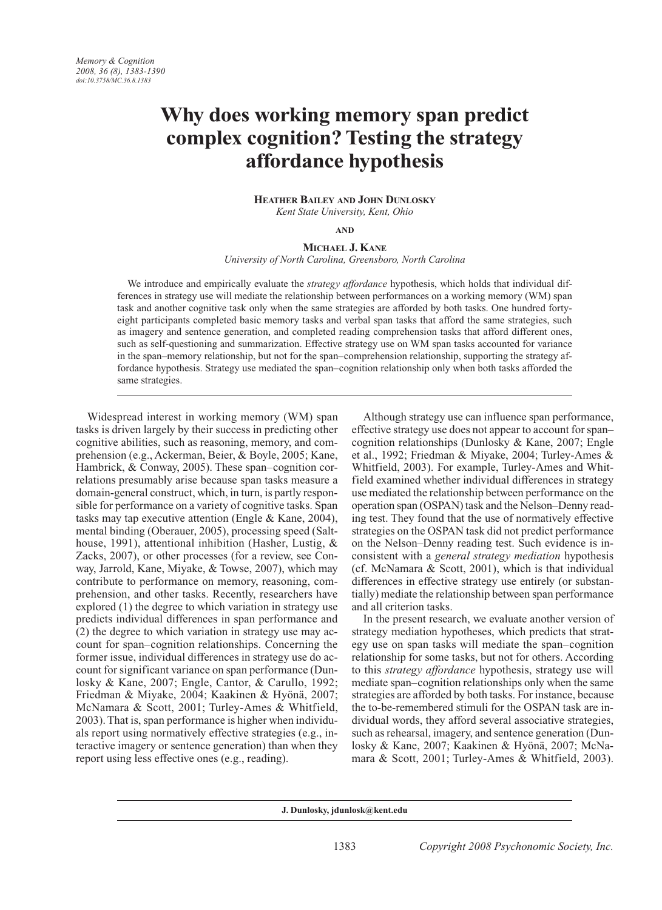# Why does working memory span predict complex cognition? Testing the strategy affordance hypothesis

**Heather Bailey and John Dunlosky**
*Kent State University, Kent, Ohio*

**and**

**Michael J. Kane**
*University of North Carolina, Greensboro, North Carolina*

We introduce and empirically evaluate the *strategy affordance* hypothesis, which holds that individual differences in strategy use will mediate the relationship between performances on a working memory (WM) span task and another cognitive task only when the same strategies are afforded by both tasks. One hundred forty-eight participants completed basic memory tasks and verbal span tasks that afford the same strategies, such as imagery and sentence generation, and completed reading comprehension tasks that afford different ones, such as self-questioning and summarization. Effective strategy use on WM span tasks accounted for variance in the span–memory relationship, but not for the span–comprehension relationship, supporting the strategy affordance hypothesis. Strategy use mediated the span–cognition relationship only when both tasks afforded the same strategies.

Widespread interest in working memory (WM) span tasks is driven largely by their success in predicting other cognitive abilities, such as reasoning, memory, and comprehension (e.g., Ackerman, Beier, & Boyle, 2005; Kane, Hambrick, & Conway, 2005). These span–cognition correlations presumably arise because span tasks measure a domain-general construct, which, in turn, is partly responsible for performance on a variety of cognitive tasks. Span tasks may tap executive attention (Engle & Kane, 2004), mental binding (Oberauer, 2005), processing speed (Salthouse, 1991), attentional inhibition (Hasher, Lustig, & Zacks, 2007), or other processes (for a review, see Conway, Jarrold, Kane, Miyake, & Towse, 2007), which may contribute to performance on memory, reasoning, comprehension, and other tasks. Recently, researchers have explored (1) the degree to which variation in strategy use predicts individual differences in span performance and (2) the degree to which variation in strategy use may account for span–cognition relationships. Concerning the former issue, individual differences in strategy use do account for significant variance on span performance (Dunlosky & Kane, 2007; Engle, Cantor, & Carullo, 1992; Friedman & Miyake, 2004; Kaakinen & Hyönä, 2007; McNamara & Scott, 2001; Turley-Ames & Whitfield, 2003). That is, span performance is higher when individuals report using normatively effective strategies (e.g., interactive imagery or sentence generation) than when they report using less effective ones (e.g., reading).

Although strategy use can influence span performance, effective strategy use does not appear to account for span–cognition relationships (Dunlosky & Kane, 2007; Engle et al., 1992; Friedman & Miyake, 2004; Turley-Ames & Whitfield, 2003). For example, Turley-Ames and Whitfield examined whether individual differences in strategy use mediated the relationship between performance on the operation span (OSPAN) task and the Nelson–Denny reading test. They found that the use of normatively effective strategies on the OSPAN task did not predict performance on the Nelson–Denny reading test. Such evidence is inconsistent with a *general strategy mediation* hypothesis (cf. McNamara & Scott, 2001), which is that individual differences in effective strategy use entirely (or substantially) mediate the relationship between span performance and all criterion tasks.

In the present research, we evaluate another version of strategy mediation hypotheses, which predicts that strategy use on span tasks will mediate the span–cognition relationship for some tasks, but not for others. According to this *strategy affordance* hypothesis, strategy use will mediate span–cognition relationships only when the same strategies are afforded by both tasks. For instance, because the to-be-remembered stimuli for the OSPAN task are individual words, they afford several associative strategies, such as rehearsal, imagery, and sentence generation (Dunlosky & Kane, 2007; Kaakinen & Hyönä, 2007; McNamara & Scott, 2001; Turley-Ames & Whitfield, 2003).

J. Dunlosky, jdunlosk@kent.edu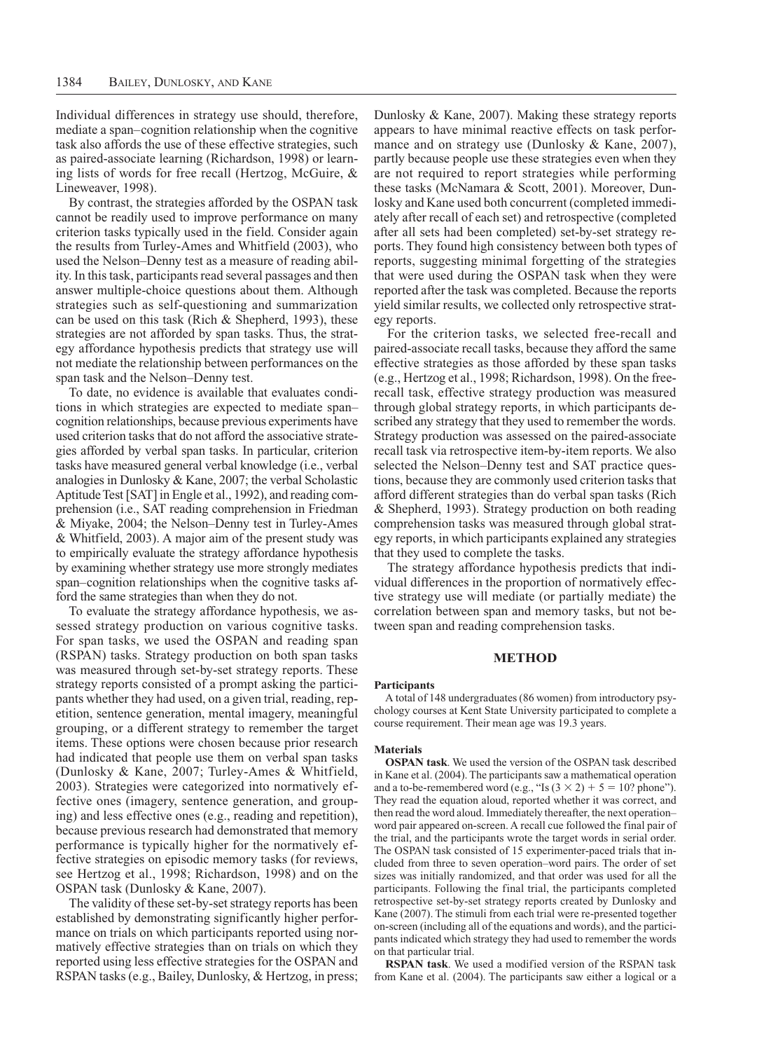Individual differences in strategy use should, therefore, mediate a span–cognition relationship when the cognitive task also affords the use of these effective strategies, such as paired-associate learning (Richardson, 1998) or learning lists of words for free recall (Hertzog, McGuire, & Lineweaver, 1998).

By contrast, the strategies afforded by the OSPAN task cannot be readily used to improve performance on many criterion tasks typically used in the field. Consider again the results from Turley-Ames and Whitfield (2003), who used the Nelson–Denny test as a measure of reading ability. In this task, participants read several passages and then answer multiple-choice questions about them. Although strategies such as self-questioning and summarization can be used on this task (Rich & Shepherd, 1993), these strategies are not afforded by span tasks. Thus, the strategy affordance hypothesis predicts that strategy use will not mediate the relationship between performances on the span task and the Nelson–Denny test.

To date, no evidence is available that evaluates conditions in which strategies are expected to mediate span–cognition relationships, because previous experiments have used criterion tasks that do not afford the associative strategies afforded by verbal span tasks. In particular, criterion tasks have measured general verbal knowledge (i.e., verbal analogies in Dunlosky & Kane, 2007; the verbal Scholastic Aptitude Test [SAT] in Engle et al., 1992), and reading comprehension (i.e., SAT reading comprehension in Friedman & Miyake, 2004; the Nelson–Denny test in Turley-Ames & Whitfield, 2003). A major aim of the present study was to empirically evaluate the strategy affordance hypothesis by examining whether strategy use more strongly mediates span–cognition relationships when the cognitive tasks afford the same strategies than when they do not.

To evaluate the strategy affordance hypothesis, we assessed strategy production on various cognitive tasks. For span tasks, we used the OSPAN and reading span (RSPAN) tasks. Strategy production on both span tasks was measured through set-by-set strategy reports. These strategy reports consisted of a prompt asking the participants whether they had used, on a given trial, reading, repetition, sentence generation, mental imagery, meaningful grouping, or a different strategy to remember the target items. These options were chosen because prior research had indicated that people use them on verbal span tasks (Dunlosky & Kane, 2007; Turley-Ames & Whitfield, 2003). Strategies were categorized into normatively effective ones (imagery, sentence generation, and grouping) and less effective ones (e.g., reading and repetition), because previous research had demonstrated that memory performance is typically higher for the normatively effective strategies on episodic memory tasks (for reviews, see Hertzog et al., 1998; Richardson, 1998) and on the OSPAN task (Dunlosky & Kane, 2007).

The validity of these set-by-set strategy reports has been established by demonstrating significantly higher performance on trials on which participants reported using normatively effective strategies than on trials on which they reported using less effective strategies for the OSPAN and RSPAN tasks (e.g., Bailey, Dunlosky, & Hertzog, in press; Dunlosky & Kane, 2007). Making these strategy reports appears to have minimal reactive effects on task performance and on strategy use (Dunlosky & Kane, 2007), partly because people use these strategies even when they are not required to report strategies while performing these tasks (McNamara & Scott, 2001). Moreover, Dunlosky and Kane used both concurrent (completed immediately after recall of each set) and retrospective (completed after all sets had been completed) set-by-set strategy reports. They found high consistency between both types of reports, suggesting minimal forgetting of the strategies that were used during the OSPAN task when they were reported after the task was completed. Because the reports yield similar results, we collected only retrospective strategy reports.

For the criterion tasks, we selected free-recall and paired-associate recall tasks, because they afford the same effective strategies as those afforded by these span tasks (e.g., Hertzog et al., 1998; Richardson, 1998). On the free-recall task, effective strategy production was measured through global strategy reports, in which participants described any strategy that they used to remember the words. Strategy production was assessed on the paired-associate recall task via retrospective item-by-item reports. We also selected the Nelson–Denny test and SAT practice questions, because they are commonly used criterion tasks that afford different strategies than do verbal span tasks (Rich & Shepherd, 1993). Strategy production on both reading comprehension tasks was measured through global strategy reports, in which participants explained any strategies that they used to complete the tasks.

The strategy affordance hypothesis predicts that individual differences in the proportion of normatively effective strategy use will mediate (or partially mediate) the correlation between span and memory tasks, but not between span and reading comprehension tasks.

## METHOD

### Participants

A total of 148 undergraduates (86 women) from introductory psychology courses at Kent State University participated to complete a course requirement. Their mean age was 19.3 years.

### Materials

**OSPAN task**. We used the version of the OSPAN task described in Kane et al. (2004). The participants saw a mathematical operation and a to-be-remembered word (e.g., "Is $(3 \times 2) + 5 = 10$? phone"). They read the equation aloud, reported whether it was correct, and then read the word aloud. Immediately thereafter, the next operation–word pair appeared on-screen. A recall cue followed the final pair of the trial, and the participants wrote the target words in serial order. The OSPAN task consisted of 15 experimenter-paced trials that included from three to seven operation–word pairs. The order of set sizes was initially randomized, and that order was used for all the participants. Following the final trial, the participants completed retrospective set-by-set strategy reports created by Dunlosky and Kane (2007). The stimuli from each trial were re-presented together on-screen (including all of the equations and words), and the participants indicated which strategy they had used to remember the words on that particular trial.

**RSPAN task**. We used a modified version of the RSPAN task from Kane et al. (2004). The participants saw either a logical or a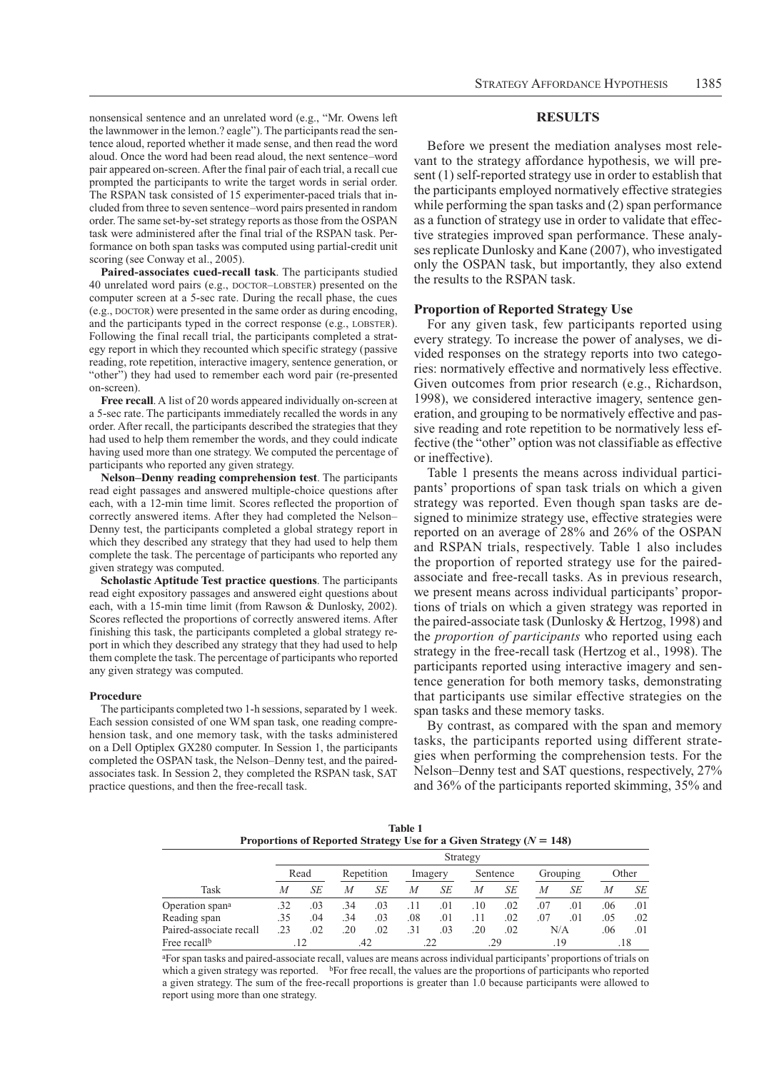nonsensical sentence and an unrelated word (e.g., "Mr. Owens left the lawnmower in the lemon.? eagle"). The participants read the sentence aloud, reported whether it made sense, and then read the word aloud. Once the word had been read aloud, the next sentence–word pair appeared on-screen. After the final pair of each trial, a recall cue prompted the participants to write the target words in serial order. The RSPAN task consisted of 15 experimenter-paced trials that included from three to seven sentence–word pairs presented in random order. The same set-by-set strategy reports as those from the OSPAN task were administered after the final trial of the RSPAN task. Performance on both span tasks was computed using partial-credit unit scoring (see Conway et al., 2005).

**Paired-associates cued-recall task**. The participants studied 40 unrelated word pairs (e.g., DOCTOR–LOBSTER) presented on the computer screen at a 5-sec rate. During the recall phase, the cues (e.g., DOCTOR) were presented in the same order as during encoding, and the participants typed in the correct response (e.g., LOBSTER). Following the final recall trial, the participants completed a strategy report in which they recounted which specific strategy (passive reading, rote repetition, interactive imagery, sentence generation, or "other") they had used to remember each word pair (re-presented on-screen).

**Free recall**. A list of 20 words appeared individually on-screen at a 5-sec rate. The participants immediately recalled the words in any order. After recall, the participants described the strategies that they had used to help them remember the words, and they could indicate having used more than one strategy. We computed the percentage of participants who reported any given strategy.

**Nelson–Denny reading comprehension test**. The participants read eight passages and answered multiple-choice questions after each, with a 12-min time limit. Scores reflected the proportion of correctly answered items. After they had completed the Nelson–Denny test, the participants completed a global strategy report in which they described any strategy that they had used to help them complete the task. The percentage of participants who reported any given strategy was computed.

**Scholastic Aptitude Test practice questions**. The participants read eight expository passages and answered eight questions about each, with a 15-min time limit (from Rawson & Dunlosky, 2002). Scores reflected the proportions of correctly answered items. After finishing this task, the participants completed a global strategy report in which they described any strategy that they had used to help them complete the task. The percentage of participants who reported any given strategy was computed.

#### Procedure

The participants completed two 1-h sessions, separated by 1 week. Each session consisted of one WM span task, one reading comprehension task, and one memory task, with the tasks administered on a Dell Optiplex GX280 computer. In Session 1, the participants completed the OSPAN task, the Nelson–Denny test, and the paired-associates task. In Session 2, they completed the RSPAN task, SAT practice questions, and then the free-recall task.

## RESULTS

Before we present the mediation analyses most relevant to the strategy affordance hypothesis, we will present (1) self-reported strategy use in order to establish that the participants employed normatively effective strategies while performing the span tasks and (2) span performance as a function of strategy use in order to validate that effective strategies improved span performance. These analyses replicate Dunlosky and Kane (2007), who investigated only the OSPAN task, but importantly, they also extend the results to the RSPAN task.

### Proportion of Reported Strategy Use

For any given task, few participants reported using every strategy. To increase the power of analyses, we divided responses on the strategy reports into two categories: normatively effective and normatively less effective. Given outcomes from prior research (e.g., Richardson, 1998), we considered interactive imagery, sentence generation, and grouping to be normatively effective and passive reading and rote repetition to be normatively less effective (the "other" option was not classifiable as effective or ineffective).

Table 1 presents the means across individual participants' proportions of span task trials on which a given strategy was reported. Even though span tasks are designed to minimize strategy use, effective strategies were reported on an average of 28% and 26% of the OSPAN and RSPAN trials, respectively. Table 1 also includes the proportion of reported strategy use for the paired-associate and free-recall tasks. As in previous research, we present means across individual participants' proportions of trials on which a given strategy was reported in the paired-associate task (Dunlosky & Hertzog, 1998) and the *proportion of participants* who reported using each strategy in the free-recall task (Hertzog et al., 1998). The participants reported using interactive imagery and sentence generation for both memory tasks, demonstrating that participants use similar effective strategies on the span tasks and these memory tasks.

By contrast, as compared with the span and memory tasks, the participants reported using different strategies when performing the comprehension tests. For the Nelson–Denny test and SAT questions, respectively, 27% and 36% of the participants reported skimming, 35% and

**Table 1**
**Proportions of Reported Strategy Use for a Given Strategy ($N = 148$)**

| Task | Read | | Repetition | | Imagery | | Sentence | | Grouping | | Other | |
|---|---|---|---|---|---|---|---|---|---|---|---|---|
| | *M* | *SE* | *M* | *SE* | *M* | *SE* | *M* | *SE* | *M* | *SE* | *M* | *SE* |
| Operation span[a] | .32 | .03 | .34 | .03 | .11 | .01 | .10 | .02 | .07 | .01 | .06 | .01 |
| Reading span | .35 | .04 | .34 | .03 | .08 | .01 | .11 | .02 | .07 | .01 | .05 | .02 |
| Paired-associate recall | .23 | .02 | .20 | .02 | .31 | .03 | .20 | .02 | N/A | | .06 | .01 |
| Free recall[b] | .12 | | .42 | | .22 | | .29 | | .19 | | .18 | |

[a]For span tasks and paired-associate recall, values are means across individual participants' proportions of trials on which a given strategy was reported. [b]For free recall, the values are the proportions of participants who reported a given strategy. The sum of the free-recall proportions is greater than 1.0 because participants were allowed to report using more than one strategy.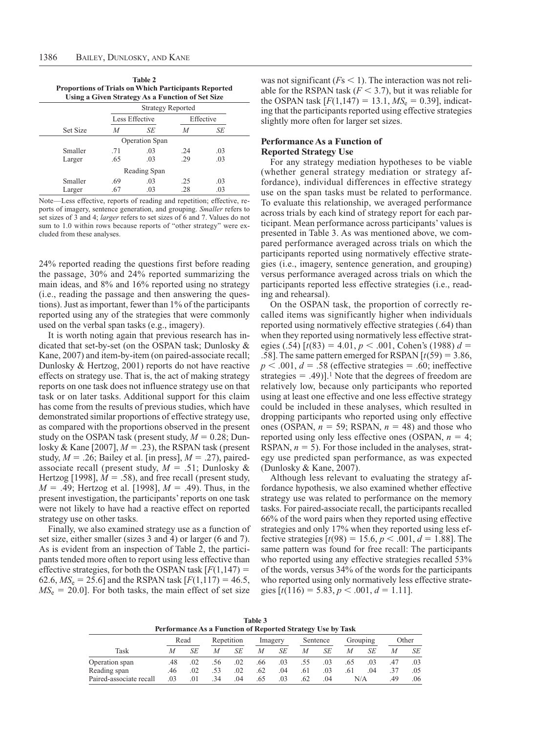**Table 2**
**Proportions of Trials on Which Participants Reported Using a Given Strategy As a Function of Set Size**

| | Strategy Reported | | | |
|---|---|---|---|---|
| | Less Effective | | Effective | |
| Set Size | *M* | *SE* | *M* | *SE* |
| Operation Span | | | | |
| Smaller | .71 | .03 | .24 | .03 |
| Larger | .65 | .03 | .29 | .03 |
| Reading Span | | | | |
| Smaller | .69 | .03 | .25 | .03 |
| Larger | .67 | .03 | .28 | .03 |

Note—Less effective, reports of reading and repetition; effective, reports of imagery, sentence generation, and grouping. *Smaller* refers to set sizes of 3 and 4; *larger* refers to set sizes of 6 and 7. Values do not sum to 1.0 within rows because reports of "other strategy" were excluded from these analyses.

24% reported reading the questions first before reading the passage, 30% and 24% reported summarizing the main ideas, and 8% and 16% reported using no strategy (i.e., reading the passage and then answering the questions). Just as important, fewer than 1% of the participants reported using any of the strategies that were commonly used on the verbal span tasks (e.g., imagery).

It is worth noting again that previous research has indicated that set-by-set (on the OSPAN task; Dunlosky & Kane, 2007) and item-by-item (on paired-associate recall; Dunlosky & Hertzog, 2001) reports do not have reactive effects on strategy use. That is, the act of making strategy reports on one task does not influence strategy use on that task or on later tasks. Additional support for this claim has come from the results of previous studies, which have demonstrated similar proportions of effective strategy use, as compared with the proportions observed in the present study on the OSPAN task (present study, $M = 0.28$; Dunlosky & Kane [2007], $M = .23$), the RSPAN task (present study, $M = .26$; Bailey et al. [in press], $M = .27$), paired-associate recall (present study, $M = .51$; Dunlosky & Hertzog [1998], $M = .58$), and free recall (present study, $M = .49$; Hertzog et al. [1998], $M = .49$). Thus, in the present investigation, the participants' reports on one task were not likely to have had a reactive effect on reported strategy use on other tasks.

Finally, we also examined strategy use as a function of set size, either smaller (sizes 3 and 4) or larger (6 and 7). As is evident from an inspection of Table 2, the participants tended more often to report using less effective than effective strategies, for both the OSPAN task [$F(1,147) = 62.6$, $MS_e = 25.6$] and the RSPAN task [$F(1,117) = 46.5$, $MS_e = 20.0$]. For both tasks, the main effect of set size was not significant ($F$s $< 1$). The interaction was not reliable for the RSPAN task ($F < 3.7$), but it was reliable for the OSPAN task [$F(1,147) = 13.1$, $MS_e = 0.39$], indicating that the participants reported using effective strategies slightly more often for larger set sizes.

### Performance As a Function of Reported Strategy Use

For any strategy mediation hypotheses to be viable (whether general strategy mediation or strategy affordance), individual differences in effective strategy use on the span tasks must be related to performance. To evaluate this relationship, we averaged performance across trials by each kind of strategy report for each participant. Mean performance across participants' values is presented in Table 3. As was mentioned above, we compared performance averaged across trials on which the participants reported using normatively effective strategies (i.e., imagery, sentence generation, and grouping) versus performance averaged across trials on which the participants reported less effective strategies (i.e., reading and rehearsal).

On the OSPAN task, the proportion of correctly recalled items was significantly higher when individuals reported using normatively effective strategies (.64) than when they reported using normatively less effective strategies (.54) [$t(83) = 4.01$, $p < .001$, Cohen's (1988) $d = .58$]. The same pattern emerged for RSPAN [$t(59) = 3.86$, $p < .001$, $d = .58$ (effective strategies = .60; ineffective strategies = .49)].[1] Note that the degrees of freedom are relatively low, because only participants who reported using at least one effective and one less effective strategy could be included in these analyses, which resulted in dropping participants who reported using only effective ones (OSPAN, $n = 59$; RSPAN, $n = 48$) and those who reported using only less effective ones (OSPAN, $n = 4$; RSPAN, $n = 5$). For those included in the analyses, strategy use predicted span performance, as was expected (Dunlosky & Kane, 2007).

Although less relevant to evaluating the strategy affordance hypothesis, we also examined whether effective strategy use was related to performance on the memory tasks. For paired-associate recall, the participants recalled 66% of the word pairs when they reported using effective strategies and only 17% when they reported using less effective strategies [$t(98) = 15.6$, $p < .001$, $d = 1.88$]. The same pattern was found for free recall: The participants who reported using any effective strategies recalled 53% of the words, versus 34% of the words for the participants who reported using only normatively less effective strategies [$t(116) = 5.83$, $p < .001$, $d = 1.11$].

**Table 3**
**Performance As a Function of Reported Strategy Use by Task**

| | Read | | Repetition | | Imagery | | Sentence | | Grouping | | Other | |
|---|---|---|---|---|---|---|---|---|---|---|---|---|
| Task | *M* | *SE* | *M* | *SE* | *M* | *SE* | *M* | *SE* | *M* | *SE* | *M* | *SE* |
| Operation span | .48 | .02 | .56 | .02 | .66 | .03 | .55 | .03 | .65 | .03 | .47 | .03 |
| Reading span | .46 | .02 | .53 | .02 | .62 | .04 | .61 | .03 | .61 | .04 | .37 | .05 |
| Paired-associate recall | .03 | .01 | .34 | .04 | .65 | .03 | .62 | .04 | N/A | | .49 | .06 |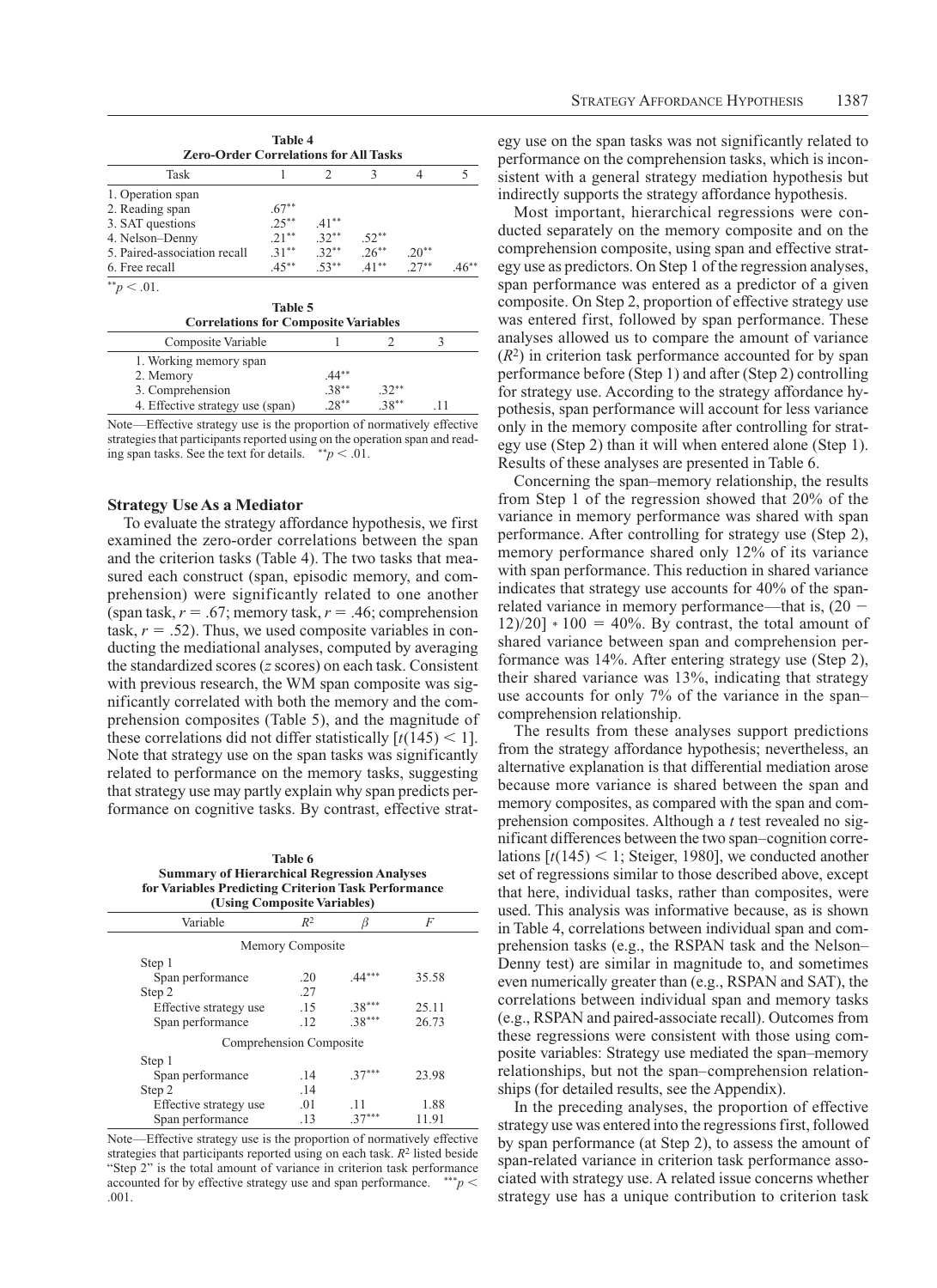**Table 4**
**Zero-Order Correlations for All Tasks**

| Task | 1 | 2 | 3 | 4 | 5 |
|---|---|---|---|---|---|
| 1. Operation span | | | | | |
| 2. Reading span | .67** | | | | |
| 3. SAT questions | .25** | .41** | | | |
| 4. Nelson–Denny | .21** | .32** | .52** | | |
| 5. Paired-association recall | .31** | .32** | .26** | .20** | |
| 6. Free recall | .45** | .53** | .41** | .27** | .46** |

**$p < .01$.

**Table 5**
**Correlations for Composite Variables**

| Composite Variable | 1 | 2 | 3 |
|---|---|---|---|
| 1. Working memory span | | | |
| 2. Memory | .44** | | |
| 3. Comprehension | .38** | .32** | |
| 4. Effective strategy use (span) | .28** | .38** | .11 |

Note—Effective strategy use is the proportion of normatively effective strategies that participants reported using on the operation span and reading span tasks. See the text for details. **$p < .01$.

### Strategy Use As a Mediator

To evaluate the strategy affordance hypothesis, we first examined the zero-order correlations between the span and the criterion tasks (Table 4). The two tasks that measured each construct (span, episodic memory, and comprehension) were significantly related to one another (span task, $r = .67$; memory task, $r = .46$; comprehension task, $r = .52$). Thus, we used composite variables in conducting the mediational analyses, computed by averaging the standardized scores ($z$ scores) on each task. Consistent with previous research, the WM span composite was significantly correlated with both the memory and the comprehension composites (Table 5), and the magnitude of these correlations did not differ statistically [$t(145) < 1$]. Note that strategy use on the span tasks was significantly related to performance on the memory tasks, suggesting that strategy use may partly explain why span predicts performance on cognitive tasks. By contrast, effective strategy use on the span tasks was not significantly related to performance on the comprehension tasks, which is inconsistent with a general strategy mediation hypothesis but indirectly supports the strategy affordance hypothesis.

Most important, hierarchical regressions were conducted separately on the memory composite and on the comprehension composite, using span and effective strategy use as predictors. On Step 1 of the regression analyses, span performance was entered as a predictor of a given composite. On Step 2, proportion of effective strategy use was entered first, followed by span performance. These analyses allowed us to compare the amount of variance ($R^2$) in criterion task performance accounted for by span performance before (Step 1) and after (Step 2) controlling for strategy use. According to the strategy affordance hypothesis, span performance will account for less variance only in the memory composite after controlling for strategy use (Step 2) than it will when entered alone (Step 1). Results of these analyses are presented in Table 6.

Concerning the span–memory relationship, the results from Step 1 of the regression showed that 20% of the variance in memory performance was shared with span performance. After controlling for strategy use (Step 2), memory performance shared only 12% of its variance with span performance. This reduction in shared variance indicates that strategy use accounts for 40% of the span-related variance in memory performance—that is, $(20 - 12)/20] * 100 = 40\%$. By contrast, the total amount of shared variance between span and comprehension performance was 14%. After entering strategy use (Step 2), their shared variance was 13%, indicating that strategy use accounts for only 7% of the variance in the span–comprehension relationship.

The results from these analyses support predictions from the strategy affordance hypothesis; nevertheless, an alternative explanation is that differential mediation arose because more variance is shared between the span and memory composites, as compared with the span and comprehension composites. Although a $t$ test revealed no significant differences between the two span–cognition correlations [$t(145) < 1$; Steiger, 1980], we conducted another set of regressions similar to those described above, except that here, individual tasks, rather than composites, were used. This analysis was informative because, as is shown in Table 4, correlations between individual span and comprehension tasks (e.g., the RSPAN task and the Nelson–Denny test) are similar in magnitude to, and sometimes even numerically greater than (e.g., RSPAN and SAT), the correlations between individual span and memory tasks (e.g., RSPAN and paired-associate recall). Outcomes from these regressions were consistent with those using composite variables: Strategy use mediated the span–memory relationships, but not the span–comprehension relationships (for detailed results, see the Appendix).

In the preceding analyses, the proportion of effective strategy use was entered into the regressions first, followed by span performance (at Step 2), to assess the amount of span-related variance in criterion task performance associated with strategy use. A related issue concerns whether strategy use has a unique contribution to criterion task

**Table 6**
**Summary of Hierarchical Regression Analyses for Variables Predicting Criterion Task Performance (Using Composite Variables)**

| Variable | $R^2$ | $\beta$ | $F$ |
|---|---|---|---|
| **Memory Composite** | | | |
| Step 1 | | | |
| Span performance | .20 | .44*** | 35.58 |
| Step 2 | .27 | | |
| Effective strategy use | .15 | .38*** | 25.11 |
| Span performance | .12 | .38*** | 26.73 |
| **Comprehension Composite** | | | |
| Step 1 | | | |
| Span performance | .14 | .37*** | 23.98 |
| Step 2 | .14 | | |
| Effective strategy use | .01 | .11 | 1.88 |
| Span performance | .13 | .37*** | 11.91 |

Note—Effective strategy use is the proportion of normatively effective strategies that participants reported using on each task. $R^2$ listed beside "Step 2" is the total amount of variance in criterion task performance accounted for by effective strategy use and span performance. ***$p < .001$.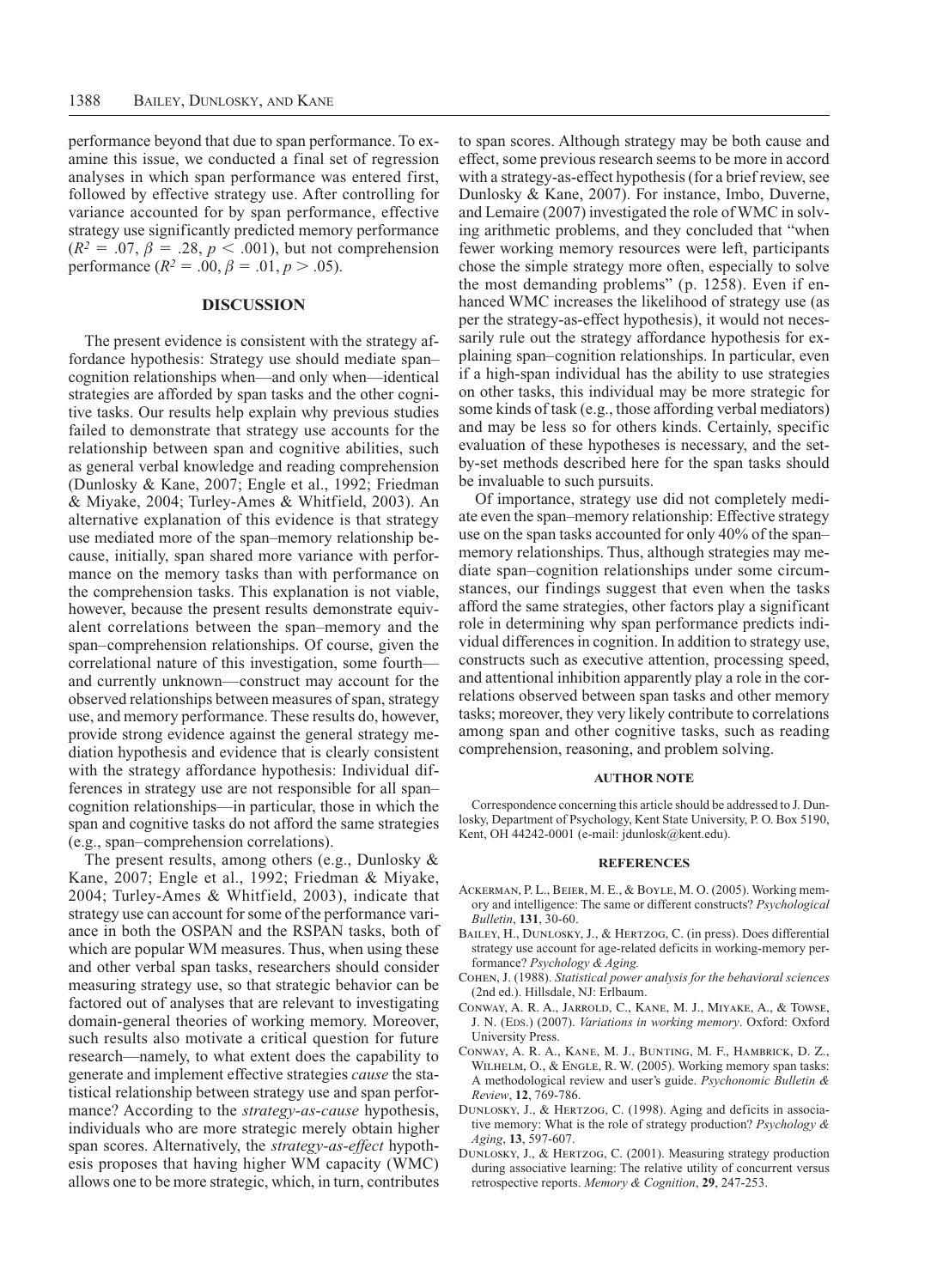performance beyond that due to span performance. To examine this issue, we conducted a final set of regression analyses in which span performance was entered first, followed by effective strategy use. After controlling for variance accounted for by span performance, effective strategy use significantly predicted memory performance ($R^2 = .07$, $\beta = .28$, $p < .001$), but not comprehension performance ($R^2 = .00$, $\beta = .01$, $p > .05$).

## DISCUSSION

The present evidence is consistent with the strategy affordance hypothesis: Strategy use should mediate span–cognition relationships when—and only when—identical strategies are afforded by span tasks and the other cognitive tasks. Our results help explain why previous studies failed to demonstrate that strategy use accounts for the relationship between span and cognitive abilities, such as general verbal knowledge and reading comprehension (Dunlosky & Kane, 2007; Engle et al., 1992; Friedman & Miyake, 2004; Turley-Ames & Whitfield, 2003). An alternative explanation of this evidence is that strategy use mediated more of the span–memory relationship because, initially, span shared more variance with performance on the memory tasks than with performance on the comprehension tasks. This explanation is not viable, however, because the present results demonstrate equivalent correlations between the span–memory and the span–comprehension relationships. Of course, given the correlational nature of this investigation, some fourth—and currently unknown—construct may account for the observed relationships between measures of span, strategy use, and memory performance. These results do, however, provide strong evidence against the general strategy mediation hypothesis and evidence that is clearly consistent with the strategy affordance hypothesis: Individual differences in strategy use are not responsible for all span–cognition relationships—in particular, those in which the span and cognitive tasks do not afford the same strategies (e.g., span–comprehension correlations).

The present results, among others (e.g., Dunlosky & Kane, 2007; Engle et al., 1992; Friedman & Miyake, 2004; Turley-Ames & Whitfield, 2003), indicate that strategy use can account for some of the performance variance in both the OSPAN and the RSPAN tasks, both of which are popular WM measures. Thus, when using these and other verbal span tasks, researchers should consider measuring strategy use, so that strategic behavior can be factored out of analyses that are relevant to investigating domain-general theories of working memory. Moreover, such results also motivate a critical question for future research—namely, to what extent does the capability to generate and implement effective strategies *cause* the statistical relationship between strategy use and span performance? According to the *strategy-as-cause* hypothesis, individuals who are more strategic merely obtain higher span scores. Alternatively, the *strategy-as-effect* hypothesis proposes that having higher WM capacity (WMC) allows one to be more strategic, which, in turn, contributes to span scores. Although strategy may be both cause and effect, some previous research seems to be more in accord with a strategy-as-effect hypothesis (for a brief review, see Dunlosky & Kane, 2007). For instance, Imbo, Duverne, and Lemaire (2007) investigated the role of WMC in solving arithmetic problems, and they concluded that "when fewer working memory resources were left, participants chose the simple strategy more often, especially to solve the most demanding problems" (p. 1258). Even if enhanced WMC increases the likelihood of strategy use (as per the strategy-as-effect hypothesis), it would not necessarily rule out the strategy affordance hypothesis for explaining span–cognition relationships. In particular, even if a high-span individual has the ability to use strategies on other tasks, this individual may be more strategic for some kinds of task (e.g., those affording verbal mediators) and may be less so for others kinds. Certainly, specific evaluation of these hypotheses is necessary, and the set-by-set methods described here for the span tasks should be invaluable to such pursuits.

Of importance, strategy use did not completely mediate even the span–memory relationship: Effective strategy use on the span tasks accounted for only 40% of the span–memory relationships. Thus, although strategies may mediate span–cognition relationships under some circumstances, our findings suggest that even when the tasks afford the same strategies, other factors play a significant role in determining why span performance predicts individual differences in cognition. In addition to strategy use, constructs such as executive attention, processing speed, and attentional inhibition apparently play a role in the correlations observed between span tasks and other memory tasks; moreover, they very likely contribute to correlations among span and other cognitive tasks, such as reading comprehension, reasoning, and problem solving.

### AUTHOR NOTE

Correspondence concerning this article should be addressed to J. Dunlosky, Department of Psychology, Kent State University, P. O. Box 5190, Kent, OH 44242-0001 (e-mail: jdunlosk@kent.edu).

### REFERENCES

Ackerman, P. L., Beier, M. E., & Boyle, M. O. (2005). Working memory and intelligence: The same or different constructs? *Psychological Bulletin*, **131**, 30-60.

Bailey, H., Dunlosky, J., & Hertzog, C. (in press). Does differential strategy use account for age-related deficits in working-memory performance? *Psychology & Aging.*

Cohen, J. (1988). *Statistical power analysis for the behavioral sciences* (2nd ed.). Hillsdale, NJ: Erlbaum.

Conway, A. R. A., Jarrold, C., Kane, M. J., Miyake, A., & Towse, J. N. (Eds.) (2007). *Variations in working memory*. Oxford: Oxford University Press.

Conway, A. R. A., Kane, M. J., Bunting, M. F., Hambrick, D. Z., Wilhelm, O., & Engle, R. W. (2005). Working memory span tasks: A methodological review and user's guide. *Psychonomic Bulletin & Review*, **12**, 769-786.

Dunlosky, J., & Hertzog, C. (1998). Aging and deficits in associative memory: What is the role of strategy production? *Psychology & Aging*, **13**, 597-607.

Dunlosky, J., & Hertzog, C. (2001). Measuring strategy production during associative learning: The relative utility of concurrent versus retrospective reports. *Memory & Cognition*, **29**, 247-253.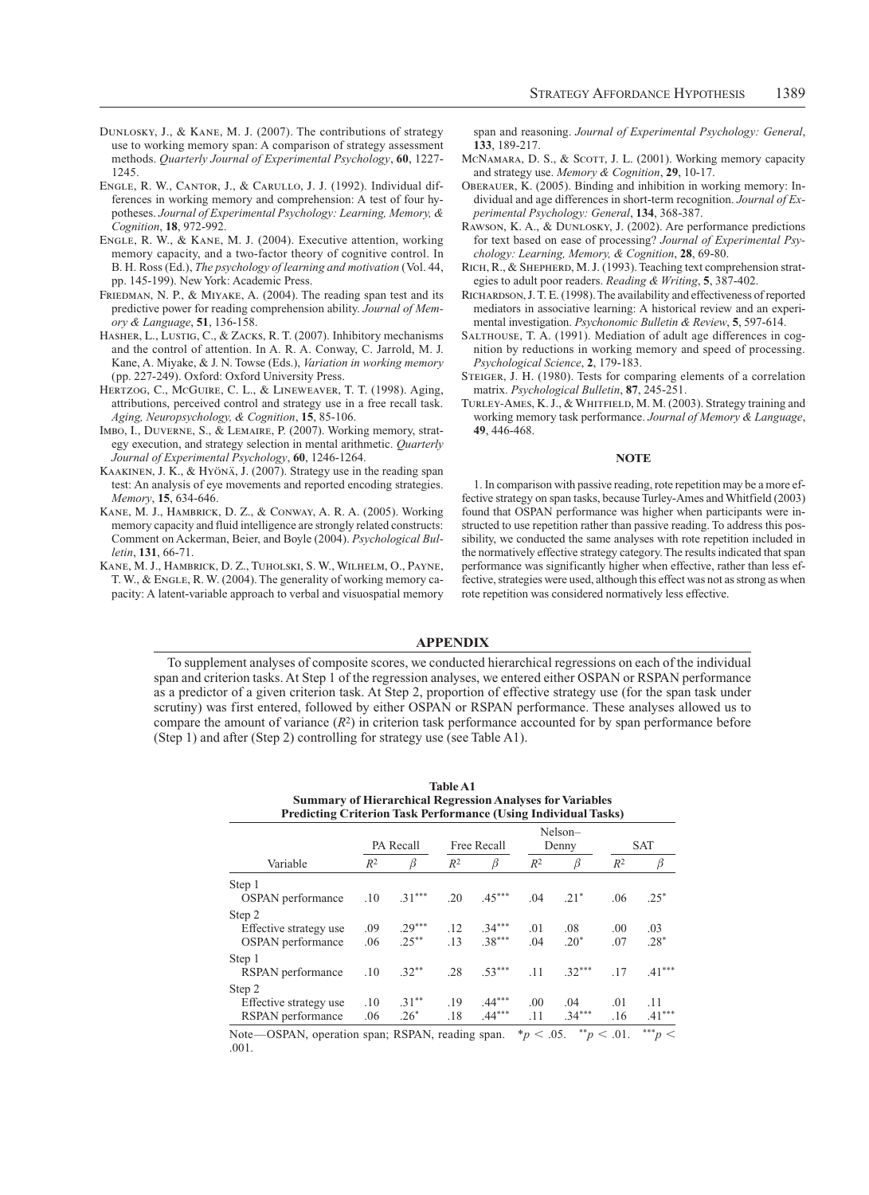Dunlosky, J., & Kane, M. J. (2007). The contributions of strategy use to working memory span: A comparison of strategy assessment methods. *Quarterly Journal of Experimental Psychology*, **60**, 1227-1245.

Engle, R. W., Cantor, J., & Carullo, J. J. (1992). Individual differences in working memory and comprehension: A test of four hypotheses. *Journal of Experimental Psychology: Learning, Memory, & Cognition*, **18**, 972-992.

Engle, R. W., & Kane, M. J. (2004). Executive attention, working memory capacity, and a two-factor theory of cognitive control. In B. H. Ross (Ed.), *The psychology of learning and motivation* (Vol. 44, pp. 145-199). New York: Academic Press.

Friedman, N. P., & Miyake, A. (2004). The reading span test and its predictive power for reading comprehension ability. *Journal of Memory & Language*, **51**, 136-158.

Hasher, L., Lustig, C., & Zacks, R. T. (2007). Inhibitory mechanisms and the control of attention. In A. R. A. Conway, C. Jarrold, M. J. Kane, A. Miyake, & J. N. Towse (Eds.), *Variation in working memory* (pp. 227-249). Oxford: Oxford University Press.

Hertzog, C., McGuire, C. L., & Lineweaver, T. T. (1998). Aging, attributions, perceived control and strategy use in a free recall task. *Aging, Neuropsychology, & Cognition*, **15**, 85-106.

Imbo, I., Duverne, S., & Lemaire, P. (2007). Working memory, strategy execution, and strategy selection in mental arithmetic. *Quarterly Journal of Experimental Psychology*, **60**, 1246-1264.

Kaakinen, J. K., & Hyönä, J. (2007). Strategy use in the reading span test: An analysis of eye movements and reported encoding strategies. *Memory*, **15**, 634-646.

Kane, M. J., Hambrick, D. Z., & Conway, A. R. A. (2005). Working memory capacity and fluid intelligence are strongly related constructs: Comment on Ackerman, Beier, and Boyle (2004). *Psychological Bulletin*, **131**, 66-71.

Kane, M. J., Hambrick, D. Z., Tuholski, S. W., Wilhelm, O., Payne, T. W., & Engle, R. W. (2004). The generality of working memory capacity: A latent-variable approach to verbal and visuospatial memory span and reasoning. *Journal of Experimental Psychology: General*, **133**, 189-217.

McNamara, D. S., & Scott, J. L. (2001). Working memory capacity and strategy use. *Memory & Cognition*, **29**, 10-17.

Oberauer, K. (2005). Binding and inhibition in working memory: Individual and age differences in short-term recognition. *Journal of Experimental Psychology: General*, **134**, 368-387.

Rawson, K. A., & Dunlosky, J. (2002). Are performance predictions for text based on ease of processing? *Journal of Experimental Psychology: Learning, Memory, & Cognition*, **28**, 69-80.

Rich, R., & Shepherd, M. J. (1993). Teaching text comprehension strategies to adult poor readers. *Reading & Writing*, **5**, 387-402.

Richardson, J. T. E. (1998). The availability and effectiveness of reported mediators in associative learning: A historical review and an experimental investigation. *Psychonomic Bulletin & Review*, **5**, 597-614.

Salthouse, T. A. (1991). Mediation of adult age differences in cognition by reductions in working memory and speed of processing. *Psychological Science*, **2**, 179-183.

Steiger, J. H. (1980). Tests for comparing elements of a correlation matrix. *Psychological Bulletin*, **87**, 245-251.

Turley-Ames, K. J., & Whitfield, M. M. (2003). Strategy training and working memory task performance. *Journal of Memory & Language*, **49**, 446-468.

## NOTE

1. In comparison with passive reading, rote repetition may be a more effective strategy on span tasks, because Turley-Ames and Whitfield (2003) found that OSPAN performance was higher when participants were instructed to use repetition rather than passive reading. To address this possibility, we conducted the same analyses with rote repetition included in the normatively effective strategy category. The results indicated that span performance was significantly higher when effective, rather than less effective, strategies were used, although this effect was not as strong as when rote repetition was considered normatively less effective.

## APPENDIX

To supplement analyses of composite scores, we conducted hierarchical regressions on each of the individual span and criterion tasks. At Step 1 of the regression analyses, we entered either OSPAN or RSPAN performance as a predictor of a given criterion task. At Step 2, proportion of effective strategy use (for the span task under scrutiny) was first entered, followed by either OSPAN or RSPAN performance. These analyses allowed us to compare the amount of variance ($R^2$) in criterion task performance accounted for by span performance before (Step 1) and after (Step 2) controlling for strategy use (see Table A1).

**Table A1**
**Summary of Hierarchical Regression Analyses for Variables Predicting Criterion Task Performance (Using Individual Tasks)**

| | PA Recall | | Free Recall | | Nelson–Denny | | SAT | |
|---|---|---|---|---|---|---|---|---|
| Variable | $R^2$ | $\beta$ | $R^2$ | $\beta$ | $R^2$ | $\beta$ | $R^2$ | $\beta$ |
| Step 1 | | | | | | | | |
| OSPAN performance | .10 | .31*** | .20 | .45*** | .04 | .21* | .06 | .25* |
| Step 2 | | | | | | | | |
| Effective strategy use | .09 | .29*** | .12 | .34*** | .01 | .08 | .00 | .03 |
| OSPAN performance | .06 | .25** | .13 | .38*** | .04 | .20* | .07 | .28* |
| Step 1 | | | | | | | | |
| RSPAN performance | .10 | .32** | .28 | .53*** | .11 | .32*** | .17 | .41*** |
| Step 2 | | | | | | | | |
| Effective strategy use | .10 | .31** | .19 | .44*** | .00 | .04 | .01 | .11 |
| RSPAN performance | .06 | .26* | .18 | .44*** | .11 | .34*** | .16 | .41*** |

Note—OSPAN, operation span; RSPAN, reading span. \*$p < .05$. \*\*$p < .01$. \*\*\*$p < .001$.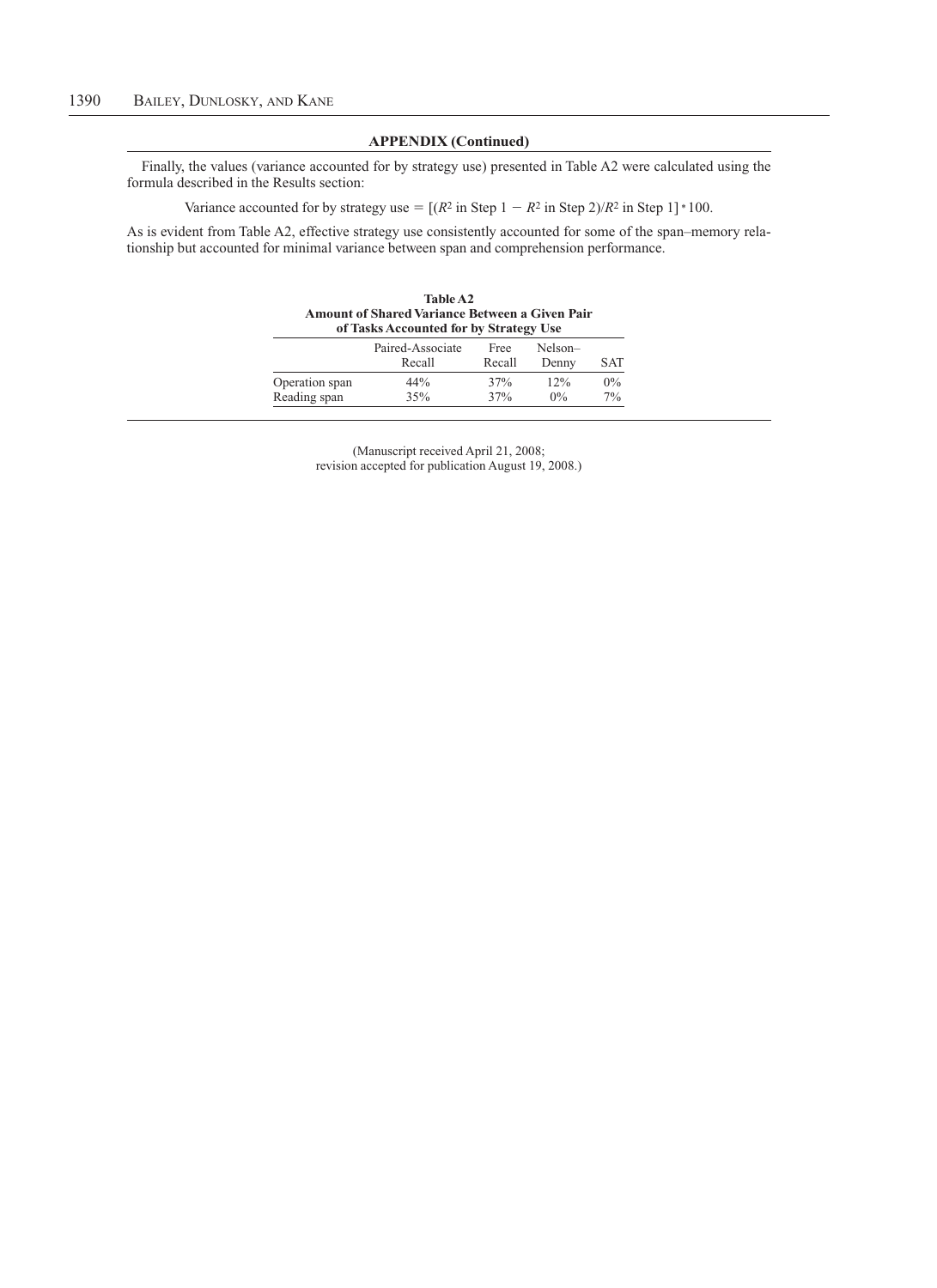**APPENDIX (Continued)**

Finally, the values (variance accounted for by strategy use) presented in Table A2 were calculated using the formula described in the Results section:

$$\text{Variance accounted for by strategy use} = [(R^2 \text{ in Step } 1 - R^2 \text{ in Step } 2)/R^2 \text{ in Step } 1] * 100.$$

As is evident from Table A2, effective strategy use consistently accounted for some of the span–memory relationship but accounted for minimal variance between span and comprehension performance.

**Table A2**
**Amount of Shared Variance Between a Given Pair of Tasks Accounted for by Strategy Use**

| | Paired-Associate Recall | Free Recall | Nelson–Denny | SAT |
|---|---|---|---|---|
| Operation span | 44% | 37% | 12% | 0% |
| Reading span | 35% | 37% | 0% | 7% |

(Manuscript received April 21, 2008;
revision accepted for publication August 19, 2008.)